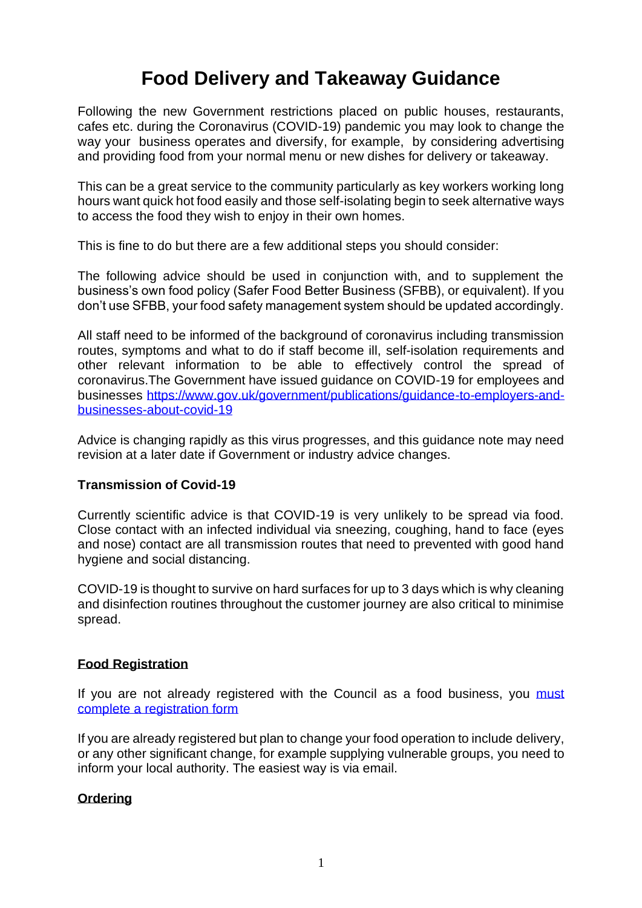# Food Delivery and Takeaway Guidance

Following the new Government restrictions placed on public houses, restaurants, cafes etc. during the Coronavirus (COVID-19) pandemic you may look to change the way your business operates and diversify, for example, by considering advertising and providing food from your normal menu or new dishes for delivery or takeaway.

This can be a great service to the community particularly as key workers working long hours want quick hot food easily and those self-isolating begin to seek alternative ways to access the food they wish to enjoy in their own homes.

This is fine to do but there are a few additional steps you should consider:

The following advice should be used in conjunction with, and to supplement the business's own food policy (Safer Food Better Business (SFBB), or equivalent). If you don't use SFBB, your food safety management system should be updated accordingly.

All staff need to be informed of the background of coronavirus including transmission routes, symptoms and what to do if staff become ill, self-isolation requirements and other relevant information to be able to effectively control the spread of coronavirus.The Government have issued guidance on COVID-19 for employees and businesses [https://www.gov.uk/government/publications/guidance-to-employers-and-businesses-about-covid-19](https://www.gov.uk/government/publications/guidance-to-employers-and-businesses-about-covid-19)

Advice is changing rapidly as this virus progresses, and this guidance note may need revision at a later date if Government or industry advice changes.

**Transmission of Covid-19**

Currently scientific advice is that COVID-19 is very unlikely to be spread via food. Close contact with an infected individual via sneezing, coughing, hand to face (eyes and nose) contact are all transmission routes that need to prevented with good hand hygiene and social distancing.

COVID-19 is thought to survive on hard surfaces for up to 3 days which is why cleaning and disinfection routines throughout the customer journey are also critical to minimise spread.

**Food Registration**

If you are not already registered with the Council as a food business, you must complete a registration form

If you are already registered but plan to change your food operation to include delivery, or any other significant change, for example supplying vulnerable groups, you need to inform your local authority. The easiest way is via email.

**Ordering**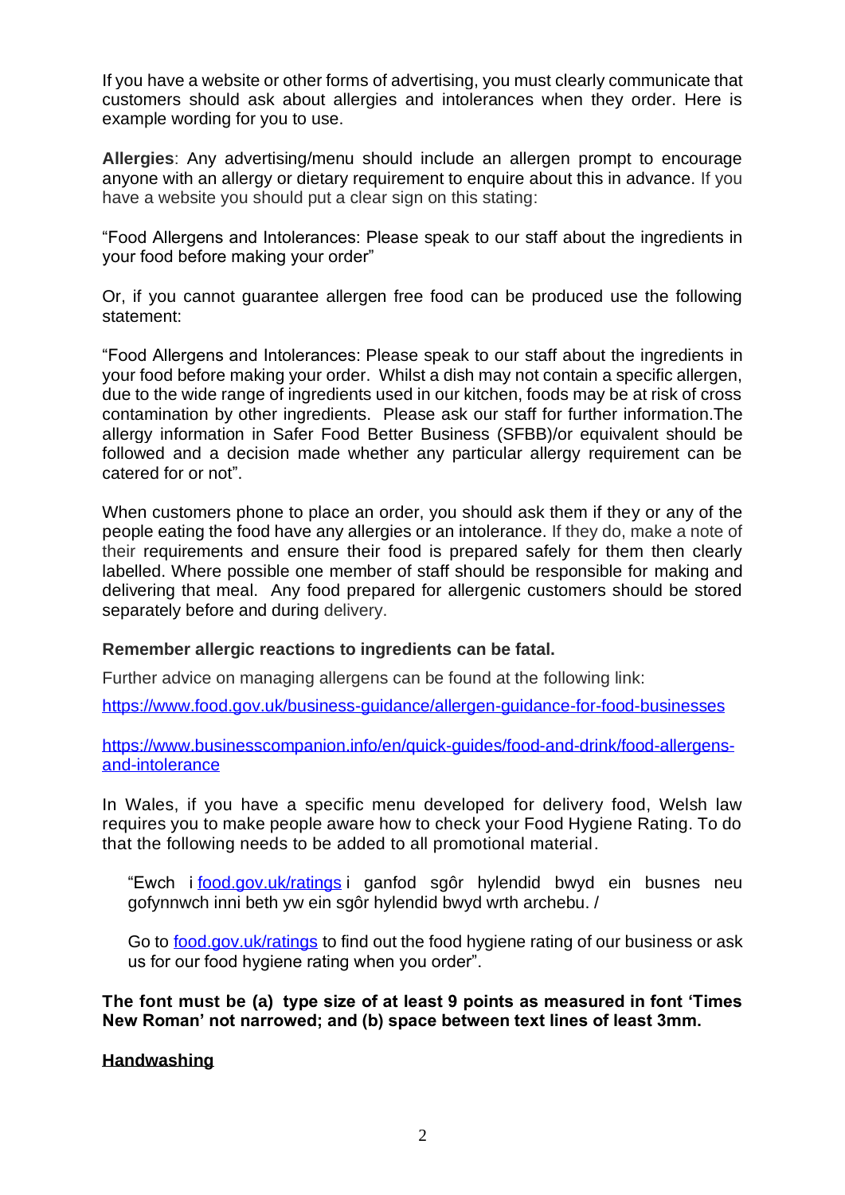If you have a website or other forms of advertising, you must clearly communicate that customers should ask about allergies and intolerances when they order. Here is example wording for you to use.

**Allergies**: Any advertising/menu should include an allergen prompt to encourage anyone with an allergy or dietary requirement to enquire about this in advance. If you have a website you should put a clear sign on this stating:

"Food Allergens and Intolerances: Please speak to our staff about the ingredients in your food before making your order"

Or, if you cannot guarantee allergen free food can be produced use the following statement:

"Food Allergens and Intolerances: Please speak to our staff about the ingredients in your food before making your order. Whilst a dish may not contain a specific allergen, due to the wide range of ingredients used in our kitchen, foods may be at risk of cross contamination by other ingredients. Please ask our staff for further information.The allergy information in Safer Food Better Business (SFBB)/or equivalent should be followed and a decision made whether any particular allergy requirement can be catered for or not".

When customers phone to place an order, you should ask them if they or any of the people eating the food have any allergies or an intolerance. If they do, make a note of their requirements and ensure their food is prepared safely for them then clearly labelled. Where possible one member of staff should be responsible for making and delivering that meal. Any food prepared for allergenic customers should be stored separately before and during delivery.

**Remember allergic reactions to ingredients can be fatal.**

Further advice on managing allergens can be found at the following link:

[https://www.food.gov.uk/business-guidance/allergen-guidance-for-food-businesses](https://www.food.gov.uk/business-guidance/allergen-guidance-for-food-businesses)

[https://www.businesscompanion.info/en/quick-guides/food-and-drink/food-allergens-and-intolerance](https://www.businesscompanion.info/en/quick-guides/food-and-drink/food-allergens-and-intolerance)

In Wales, if you have a specific menu developed for delivery food, Welsh law requires you to make people aware how to check your Food Hygiene Rating. To do that the following needs to be added to all promotional material.

> "Ewch i [food.gov.uk/ratings](food.gov.uk/ratings) i ganfod sgôr hylendid bwyd ein busnes neu gofynnwch inni beth yw ein sgôr hylendid bwyd wrth archebu. /
>
> Go to [food.gov.uk/ratings](food.gov.uk/ratings) to find out the food hygiene rating of our business or ask us for our food hygiene rating when you order".

**The font must be (a) type size of at least 9 points as measured in font 'Times New Roman' not narrowed; and (b) space between text lines of least 3mm.**

## Handwashing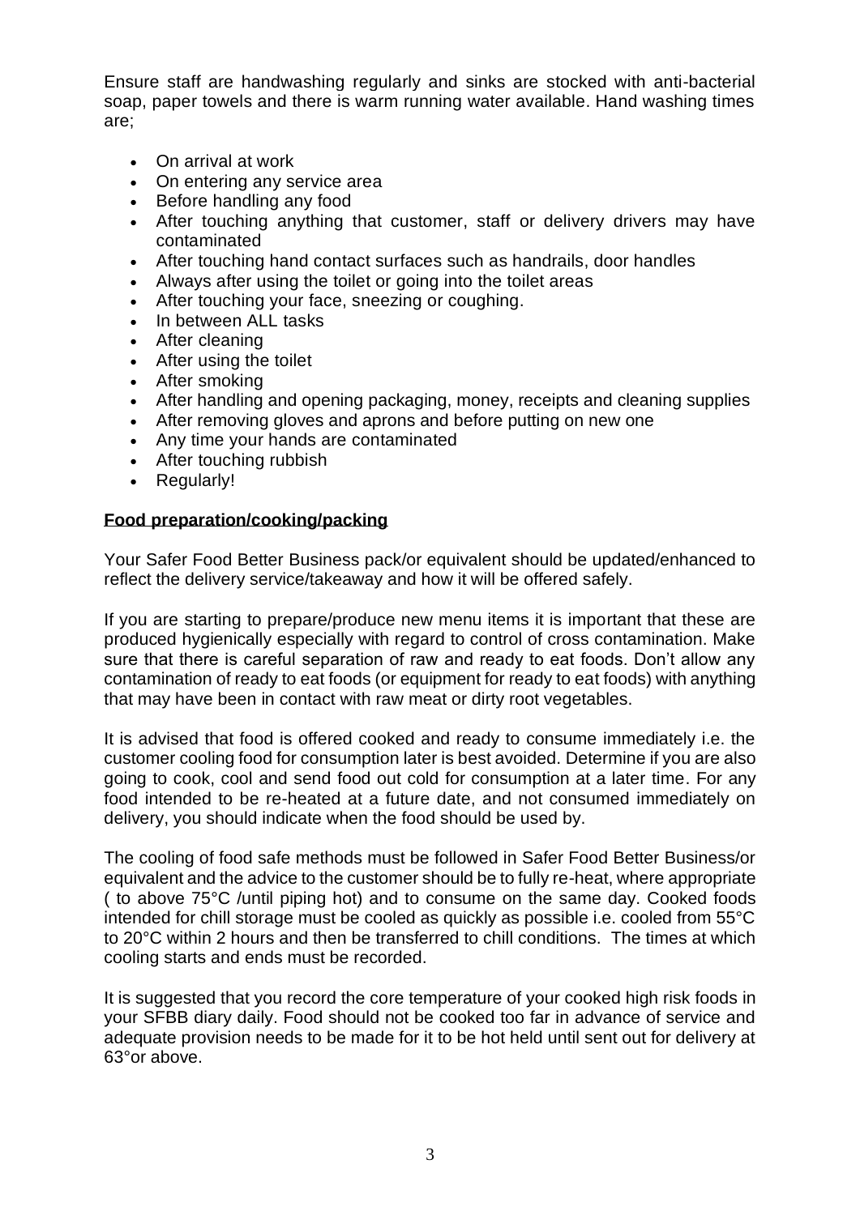Ensure staff are handwashing regularly and sinks are stocked with anti-bacterial soap, paper towels and there is warm running water available. Hand washing times are;

- On arrival at work
- On entering any service area
- Before handling any food
- After touching anything that customer, staff or delivery drivers may have contaminated
- After touching hand contact surfaces such as handrails, door handles
- Always after using the toilet or going into the toilet areas
- After touching your face, sneezing or coughing.
- In between ALL tasks
- After cleaning
- After using the toilet
- After smoking
- After handling and opening packaging, money, receipts and cleaning supplies
- After removing gloves and aprons and before putting on new one
- Any time your hands are contaminated
- After touching rubbish
- Regularly!

**Food preparation/cooking/packing**

Your Safer Food Better Business pack/or equivalent should be updated/enhanced to reflect the delivery service/takeaway and how it will be offered safely.

If you are starting to prepare/produce new menu items it is important that these are produced hygienically especially with regard to control of cross contamination. Make sure that there is careful separation of raw and ready to eat foods. Don't allow any contamination of ready to eat foods (or equipment for ready to eat foods) with anything that may have been in contact with raw meat or dirty root vegetables.

It is advised that food is offered cooked and ready to consume immediately i.e. the customer cooling food for consumption later is best avoided. Determine if you are also going to cook, cool and send food out cold for consumption at a later time. For any food intended to be re-heated at a future date, and not consumed immediately on delivery, you should indicate when the food should be used by.

The cooling of food safe methods must be followed in Safer Food Better Business/or equivalent and the advice to the customer should be to fully re-heat, where appropriate ( to above 75°C /until piping hot) and to consume on the same day. Cooked foods intended for chill storage must be cooled as quickly as possible i.e. cooled from 55°C to 20°C within 2 hours and then be transferred to chill conditions. The times at which cooling starts and ends must be recorded.

It is suggested that you record the core temperature of your cooked high risk foods in your SFBB diary daily. Food should not be cooked too far in advance of service and adequate provision needs to be made for it to be hot held until sent out for delivery at 63°or above.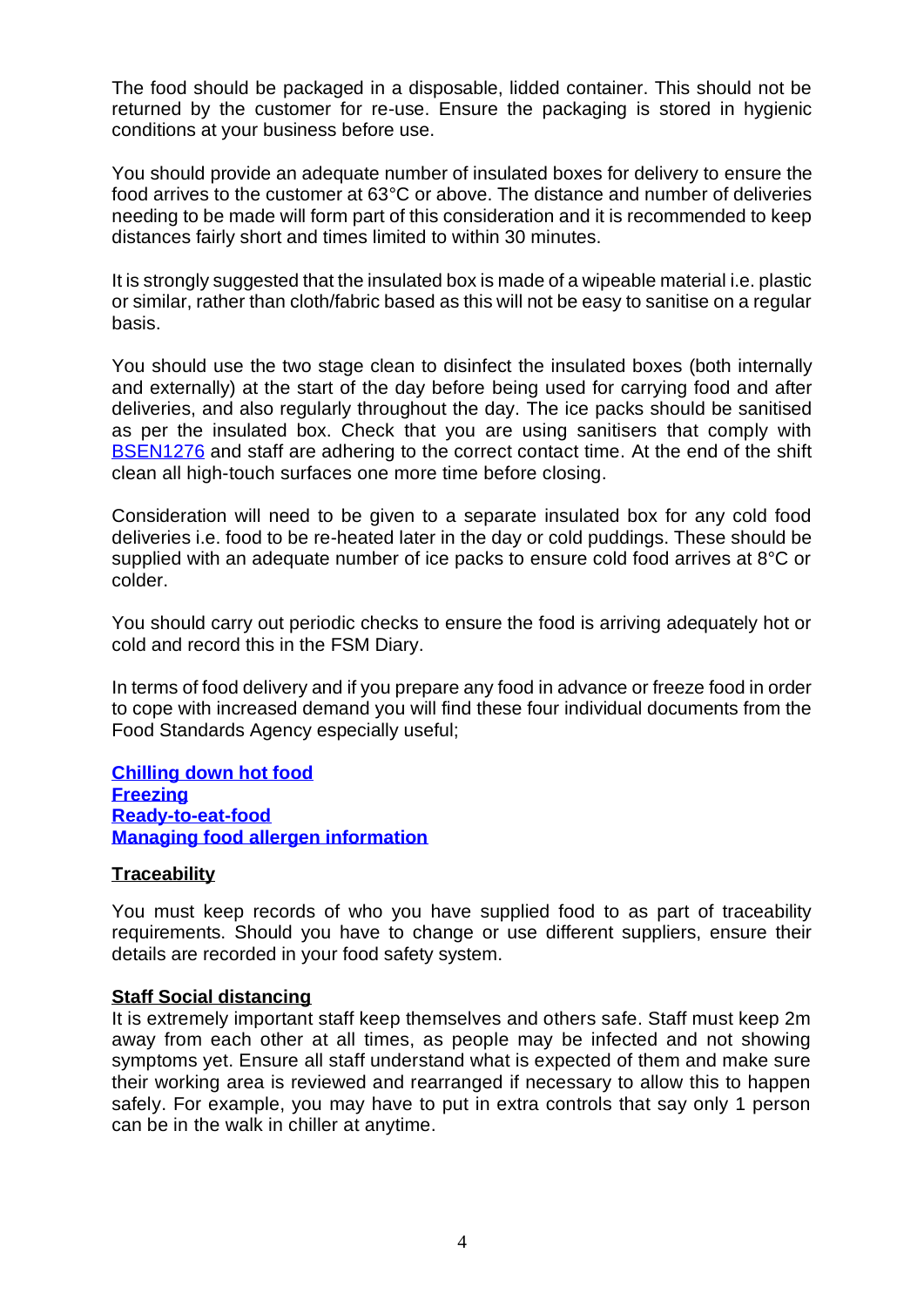The food should be packaged in a disposable, lidded container. This should not be returned by the customer for re-use. Ensure the packaging is stored in hygienic conditions at your business before use.

You should provide an adequate number of insulated boxes for delivery to ensure the food arrives to the customer at 63°C or above. The distance and number of deliveries needing to be made will form part of this consideration and it is recommended to keep distances fairly short and times limited to within 30 minutes.

It is strongly suggested that the insulated box is made of a wipeable material i.e. plastic or similar, rather than cloth/fabric based as this will not be easy to sanitise on a regular basis.

You should use the two stage clean to disinfect the insulated boxes (both internally and externally) at the start of the day before being used for carrying food and after deliveries, and also regularly throughout the day. The ice packs should be sanitised as per the insulated box. Check that you are using sanitisers that comply with BSEN1276 and staff are adhering to the correct contact time. At the end of the shift clean all high-touch surfaces one more time before closing.

Consideration will need to be given to a separate insulated box for any cold food deliveries i.e. food to be re-heated later in the day or cold puddings. These should be supplied with an adequate number of ice packs to ensure cold food arrives at 8°C or colder.

You should carry out periodic checks to ensure the food is arriving adequately hot or cold and record this in the FSM Diary.

In terms of food delivery and if you prepare any food in advance or freeze food in order to cope with increased demand you will find these four individual documents from the Food Standards Agency especially useful;

**Chilling down hot food**
**Freezing**
**Ready-to-eat-food**
**Managing food allergen information**

**Traceability**

You must keep records of who you have supplied food to as part of traceability requirements. Should you have to change or use different suppliers, ensure their details are recorded in your food safety system.

**Staff Social distancing**

It is extremely important staff keep themselves and others safe. Staff must keep 2m away from each other at all times, as people may be infected and not showing symptoms yet. Ensure all staff understand what is expected of them and make sure their working area is reviewed and rearranged if necessary to allow this to happen safely. For example, you may have to put in extra controls that say only 1 person can be in the walk in chiller at anytime.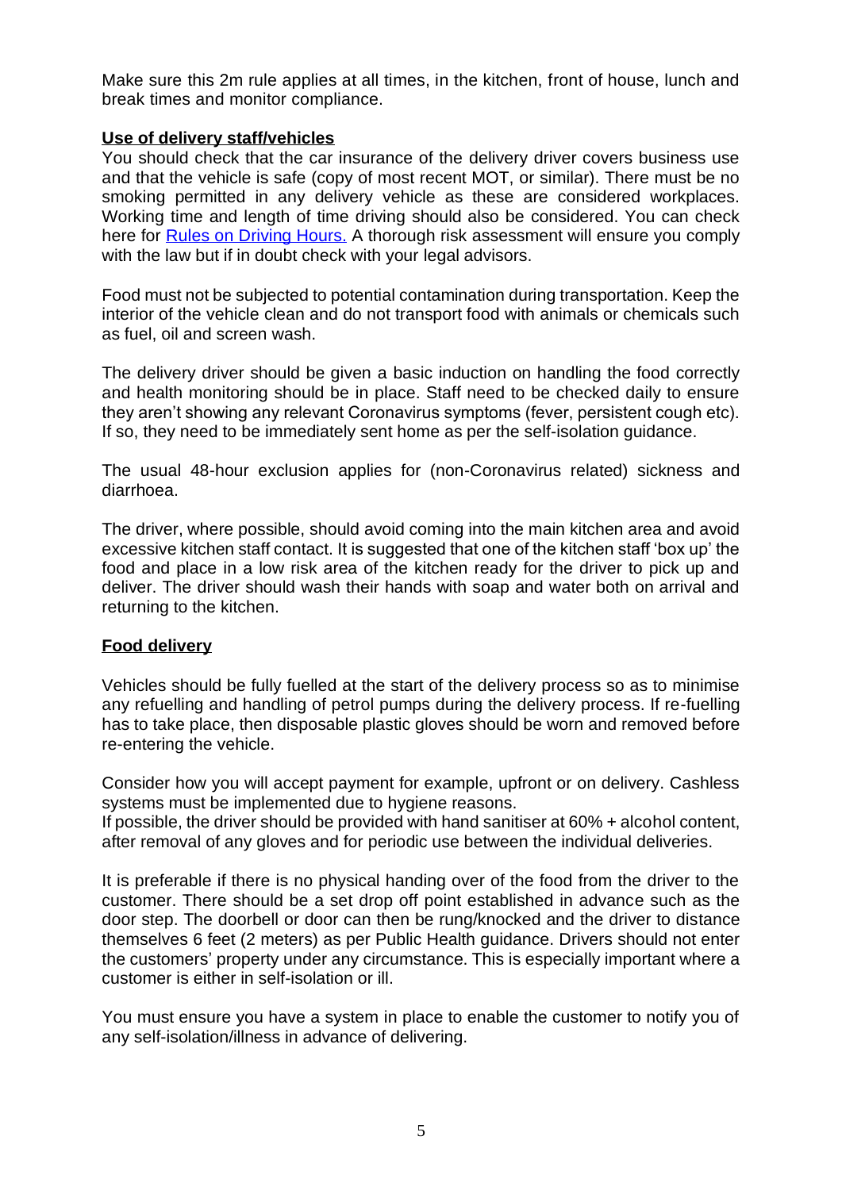Make sure this 2m rule applies at all times, in the kitchen, front of house, lunch and break times and monitor compliance.

## Use of delivery staff/vehicles

You should check that the car insurance of the delivery driver covers business use and that the vehicle is safe (copy of most recent MOT, or similar). There must be no smoking permitted in any delivery vehicle as these are considered workplaces. Working time and length of time driving should also be considered. You can check here for Rules on Driving Hours. A thorough risk assessment will ensure you comply with the law but if in doubt check with your legal advisors.

Food must not be subjected to potential contamination during transportation. Keep the interior of the vehicle clean and do not transport food with animals or chemicals such as fuel, oil and screen wash.

The delivery driver should be given a basic induction on handling the food correctly and health monitoring should be in place. Staff need to be checked daily to ensure they aren't showing any relevant Coronavirus symptoms (fever, persistent cough etc). If so, they need to be immediately sent home as per the self-isolation guidance.

The usual 48-hour exclusion applies for (non-Coronavirus related) sickness and diarrhoea.

The driver, where possible, should avoid coming into the main kitchen area and avoid excessive kitchen staff contact. It is suggested that one of the kitchen staff 'box up' the food and place in a low risk area of the kitchen ready for the driver to pick up and deliver. The driver should wash their hands with soap and water both on arrival and returning to the kitchen.

## Food delivery

Vehicles should be fully fuelled at the start of the delivery process so as to minimise any refuelling and handling of petrol pumps during the delivery process. If re-fuelling has to take place, then disposable plastic gloves should be worn and removed before re-entering the vehicle.

Consider how you will accept payment for example, upfront or on delivery. Cashless systems must be implemented due to hygiene reasons.
If possible, the driver should be provided with hand sanitiser at 60% + alcohol content, after removal of any gloves and for periodic use between the individual deliveries.

It is preferable if there is no physical handing over of the food from the driver to the customer. There should be a set drop off point established in advance such as the door step. The doorbell or door can then be rung/knocked and the driver to distance themselves 6 feet (2 meters) as per Public Health guidance. Drivers should not enter the customers' property under any circumstance. This is especially important where a customer is either in self-isolation or ill.

You must ensure you have a system in place to enable the customer to notify you of any self-isolation/illness in advance of delivering.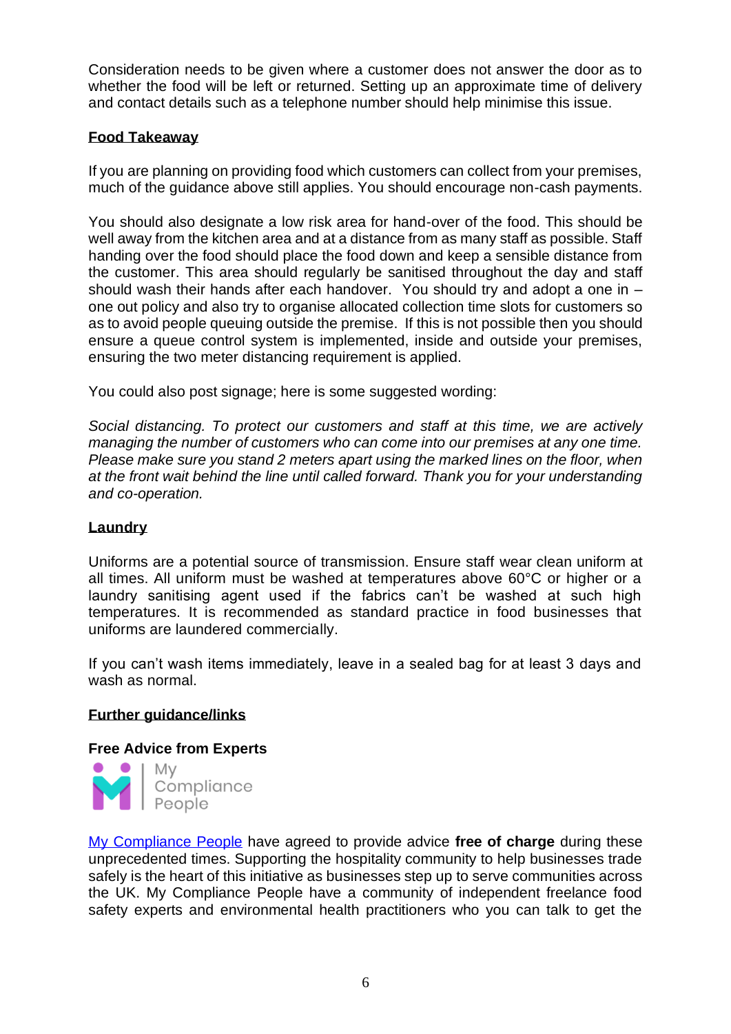Consideration needs to be given where a customer does not answer the door as to whether the food will be left or returned. Setting up an approximate time of delivery and contact details such as a telephone number should help minimise this issue.

## Food Takeaway

If you are planning on providing food which customers can collect from your premises, much of the guidance above still applies. You should encourage non-cash payments.

You should also designate a low risk area for hand-over of the food. This should be well away from the kitchen area and at a distance from as many staff as possible. Staff handing over the food should place the food down and keep a sensible distance from the customer. This area should regularly be sanitised throughout the day and staff should wash their hands after each handover. You should try and adopt a one in – one out policy and also try to organise allocated collection time slots for customers so as to avoid people queuing outside the premise. If this is not possible then you should ensure a queue control system is implemented, inside and outside your premises, ensuring the two meter distancing requirement is applied.

You could also post signage; here is some suggested wording:

*Social distancing. To protect our customers and staff at this time, we are actively managing the number of customers who can come into our premises at any one time. Please make sure you stand 2 meters apart using the marked lines on the floor, when at the front wait behind the line until called forward. Thank you for your understanding and co-operation.*

## Laundry

Uniforms are a potential source of transmission. Ensure staff wear clean uniform at all times. All uniform must be washed at temperatures above 60°C or higher or a laundry sanitising agent used if the fabrics can't be washed at such high temperatures. It is recommended as standard practice in food businesses that uniforms are laundered commercially.

If you can't wash items immediately, leave in a sealed bag for at least 3 days and wash as normal.

## Further guidance/links

### Free Advice from Experts

My Compliance People

My Compliance People have agreed to provide advice **free of charge** during these unprecedented times. Supporting the hospitality community to help businesses trade safely is the heart of this initiative as businesses step up to serve communities across the UK. My Compliance People have a community of independent freelance food safety experts and environmental health practitioners who you can talk to get the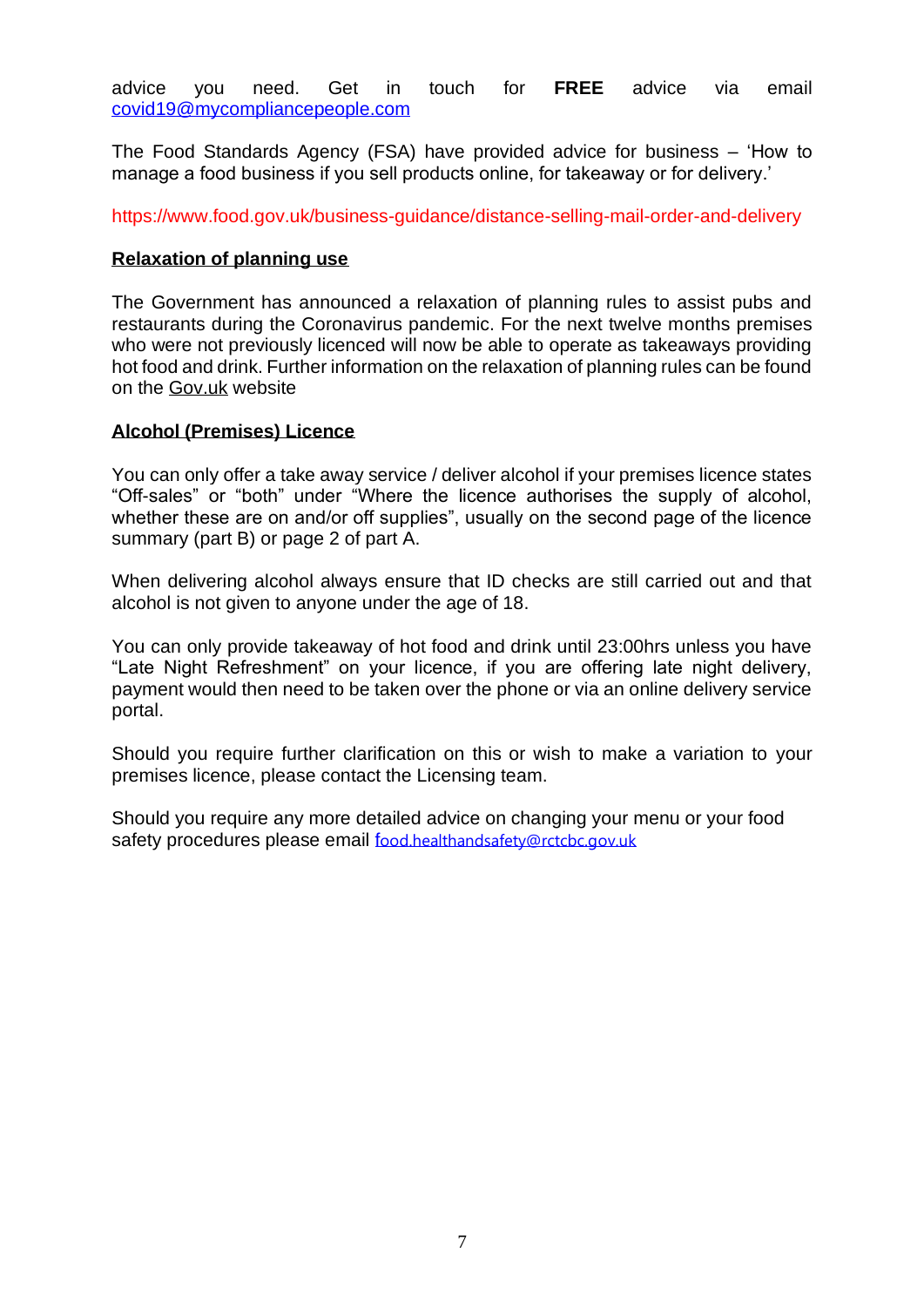advice you need. Get in touch for **FREE** advice via email covid19@mycompliancepeople.com

The Food Standards Agency (FSA) have provided advice for business – 'How to manage a food business if you sell products online, for takeaway or for delivery.'

https://www.food.gov.uk/business-guidance/distance-selling-mail-order-and-delivery

**Relaxation of planning use**

The Government has announced a relaxation of planning rules to assist pubs and restaurants during the Coronavirus pandemic. For the next twelve months premises who were not previously licenced will now be able to operate as takeaways providing hot food and drink. Further information on the relaxation of planning rules can be found on the Gov.uk website

**Alcohol (Premises) Licence**

You can only offer a take away service / deliver alcohol if your premises licence states "Off-sales" or "both" under "Where the licence authorises the supply of alcohol, whether these are on and/or off supplies", usually on the second page of the licence summary (part B) or page 2 of part A.

When delivering alcohol always ensure that ID checks are still carried out and that alcohol is not given to anyone under the age of 18.

You can only provide takeaway of hot food and drink until 23:00hrs unless you have "Late Night Refreshment" on your licence, if you are offering late night delivery, payment would then need to be taken over the phone or via an online delivery service portal.

Should you require further clarification on this or wish to make a variation to your premises licence, please contact the Licensing team.

Should you require any more detailed advice on changing your menu or your food safety procedures please email food.healthandsafety@rctcbc.gov.uk